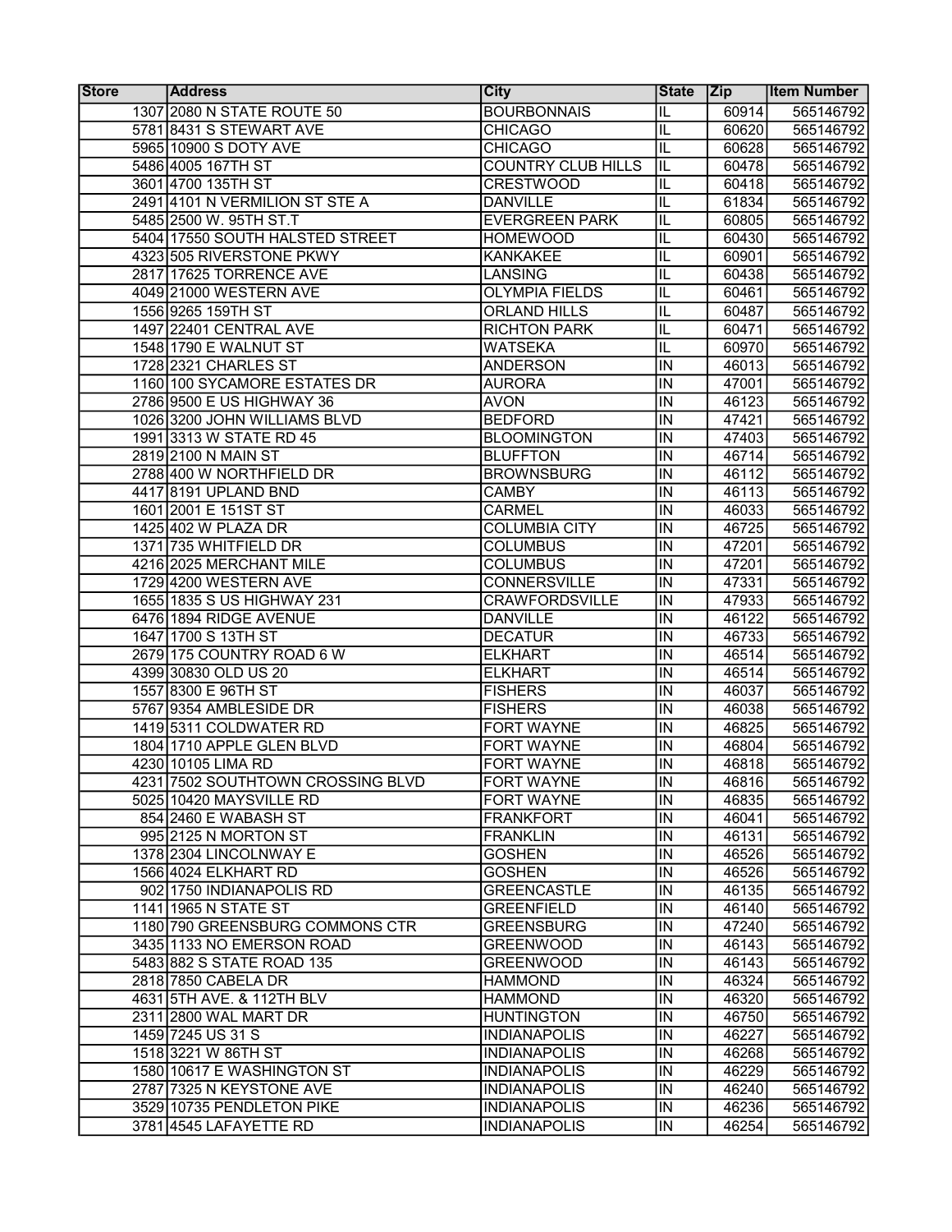| Store | Address | City | State | Zip | Item Number |
|---|---|---|---|---|---|
| 1307 | 2080 N STATE ROUTE 50 | BOURBONNAIS | IL | 60914 | 565146792 |
| 5781 | 8431 S STEWART AVE | CHICAGO | IL | 60620 | 565146792 |
| 5965 | 10900 S DOTY AVE | CHICAGO | IL | 60628 | 565146792 |
| 5486 | 4005 167TH ST | COUNTRY CLUB HILLS | IL | 60478 | 565146792 |
| 3601 | 4700 135TH ST | CRESTWOOD | IL | 60418 | 565146792 |
| 2491 | 4101 N VERMILION ST STE A | DANVILLE | IL | 61834 | 565146792 |
| 5485 | 2500 W. 95TH ST.T | EVERGREEN PARK | IL | 60805 | 565146792 |
| 5404 | 17550 SOUTH HALSTED STREET | HOMEWOOD | IL | 60430 | 565146792 |
| 4323 | 505 RIVERSTONE PKWY | KANKAKEE | IL | 60901 | 565146792 |
| 2817 | 17625 TORRENCE AVE | LANSING | IL | 60438 | 565146792 |
| 4049 | 21000 WESTERN AVE | OLYMPIA FIELDS | IL | 60461 | 565146792 |
| 1556 | 9265 159TH ST | ORLAND HILLS | IL | 60487 | 565146792 |
| 1497 | 22401 CENTRAL AVE | RICHTON PARK | IL | 60471 | 565146792 |
| 1548 | 1790 E WALNUT ST | WATSEKA | IL | 60970 | 565146792 |
| 1728 | 2321 CHARLES ST | ANDERSON | IN | 46013 | 565146792 |
| 1160 | 100 SYCAMORE ESTATES DR | AURORA | IN | 47001 | 565146792 |
| 2786 | 9500 E US HIGHWAY 36 | AVON | IN | 46123 | 565146792 |
| 1026 | 3200 JOHN WILLIAMS BLVD | BEDFORD | IN | 47421 | 565146792 |
| 1991 | 3313 W STATE RD 45 | BLOOMINGTON | IN | 47403 | 565146792 |
| 2819 | 2100 N MAIN ST | BLUFFTON | IN | 46714 | 565146792 |
| 2788 | 400 W NORTHFIELD DR | BROWNSBURG | IN | 46112 | 565146792 |
| 4417 | 8191 UPLAND BND | CAMBY | IN | 46113 | 565146792 |
| 1601 | 2001 E 151ST ST | CARMEL | IN | 46033 | 565146792 |
| 1425 | 402 W PLAZA DR | COLUMBIA CITY | IN | 46725 | 565146792 |
| 1371 | 735 WHITFIELD DR | COLUMBUS | IN | 47201 | 565146792 |
| 4216 | 2025 MERCHANT MILE | COLUMBUS | IN | 47201 | 565146792 |
| 1729 | 4200 WESTERN AVE | CONNERSVILLE | IN | 47331 | 565146792 |
| 1655 | 1835 S US HIGHWAY 231 | CRAWFORDSVILLE | IN | 47933 | 565146792 |
| 6476 | 1894 RIDGE AVENUE | DANVILLE | IN | 46122 | 565146792 |
| 1647 | 1700 S 13TH ST | DECATUR | IN | 46733 | 565146792 |
| 2679 | 175 COUNTRY ROAD 6 W | ELKHART | IN | 46514 | 565146792 |
| 4399 | 30830 OLD US 20 | ELKHART | IN | 46514 | 565146792 |
| 1557 | 8300 E 96TH ST | FISHERS | IN | 46037 | 565146792 |
| 5767 | 9354 AMBLESIDE DR | FISHERS | IN | 46038 | 565146792 |
| 1419 | 5311 COLDWATER RD | FORT WAYNE | IN | 46825 | 565146792 |
| 1804 | 1710 APPLE GLEN BLVD | FORT WAYNE | IN | 46804 | 565146792 |
| 4230 | 10105 LIMA RD | FORT WAYNE | IN | 46818 | 565146792 |
| 4231 | 7502 SOUTHTOWN CROSSING BLVD | FORT WAYNE | IN | 46816 | 565146792 |
| 5025 | 10420 MAYSVILLE RD | FORT WAYNE | IN | 46835 | 565146792 |
| 854 | 2460 E WABASH ST | FRANKFORT | IN | 46041 | 565146792 |
| 995 | 2125 N MORTON ST | FRANKLIN | IN | 46131 | 565146792 |
| 1378 | 2304 LINCOLNWAY E | GOSHEN | IN | 46526 | 565146792 |
| 1566 | 4024 ELKHART RD | GOSHEN | IN | 46526 | 565146792 |
| 902 | 1750 INDIANAPOLIS RD | GREENCASTLE | IN | 46135 | 565146792 |
| 1141 | 1965 N STATE ST | GREENFIELD | IN | 46140 | 565146792 |
| 1180 | 790 GREENSBURG COMMONS CTR | GREENSBURG | IN | 47240 | 565146792 |
| 3435 | 1133 NO EMERSON ROAD | GREENWOOD | IN | 46143 | 565146792 |
| 5483 | 882 S STATE ROAD 135 | GREENWOOD | IN | 46143 | 565146792 |
| 2818 | 7850 CABELA DR | HAMMOND | IN | 46324 | 565146792 |
| 4631 | 5TH AVE. & 112TH BLV | HAMMOND | IN | 46320 | 565146792 |
| 2311 | 2800 WAL MART DR | HUNTINGTON | IN | 46750 | 565146792 |
| 1459 | 7245 US 31 S | INDIANAPOLIS | IN | 46227 | 565146792 |
| 1518 | 3221 W 86TH ST | INDIANAPOLIS | IN | 46268 | 565146792 |
| 1580 | 10617 E WASHINGTON ST | INDIANAPOLIS | IN | 46229 | 565146792 |
| 2787 | 7325 N KEYSTONE AVE | INDIANAPOLIS | IN | 46240 | 565146792 |
| 3529 | 10735 PENDLETON PIKE | INDIANAPOLIS | IN | 46236 | 565146792 |
| 3781 | 4545 LAFAYETTE RD | INDIANAPOLIS | IN | 46254 | 565146792 |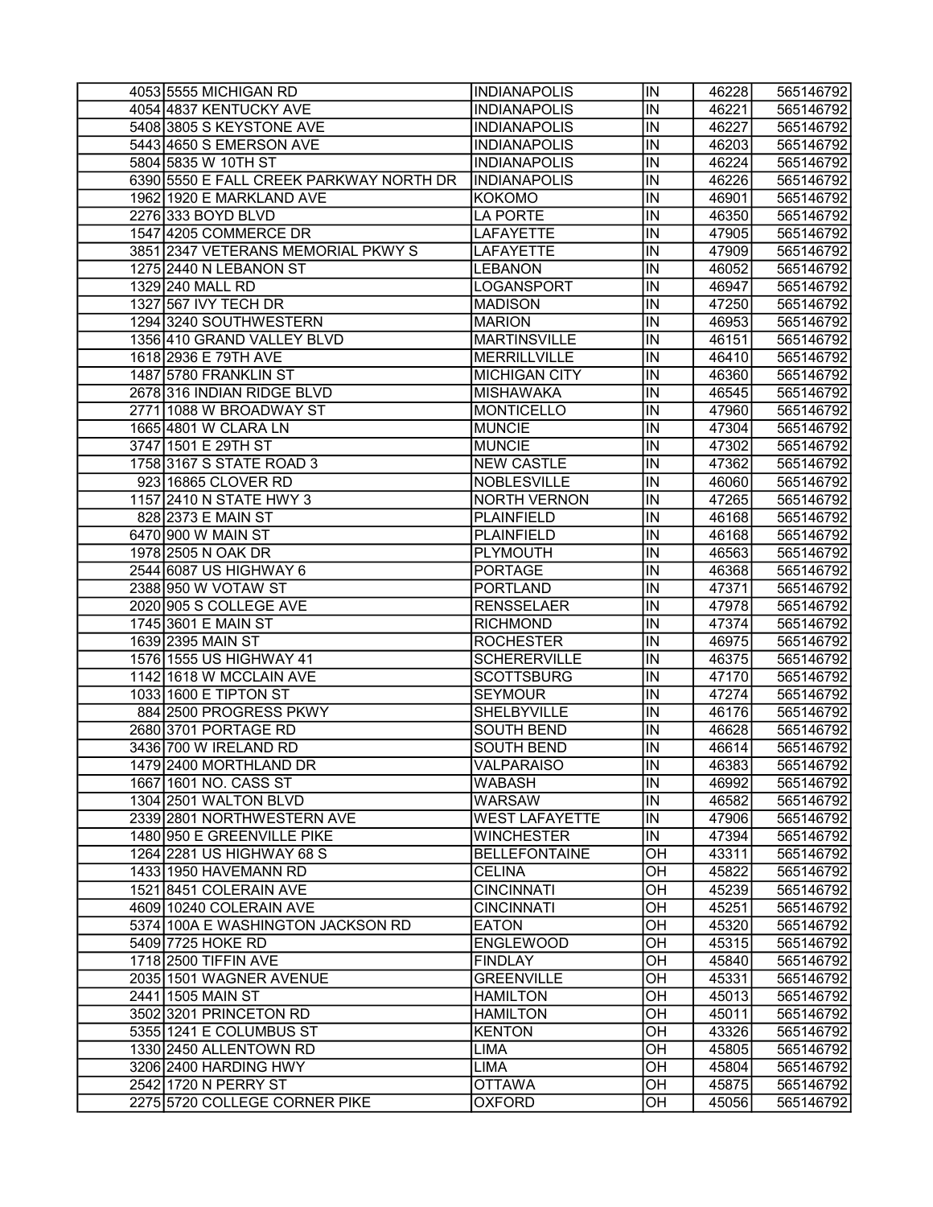| | | | | | |
|---|---|---|---|---|---|
| 4053 | 5555 MICHIGAN RD | INDIANAPOLIS | IN | 46228 | 565146792 |
| 4054 | 4837 KENTUCKY AVE | INDIANAPOLIS | IN | 46221 | 565146792 |
| 5408 | 3805 S KEYSTONE AVE | INDIANAPOLIS | IN | 46227 | 565146792 |
| 5443 | 4650 S EMERSON AVE | INDIANAPOLIS | IN | 46203 | 565146792 |
| 5804 | 5835 W 10TH ST | INDIANAPOLIS | IN | 46224 | 565146792 |
| 6390 | 5550 E FALL CREEK PARKWAY NORTH DR | INDIANAPOLIS | IN | 46226 | 565146792 |
| 1962 | 1920 E MARKLAND AVE | KOKOMO | IN | 46901 | 565146792 |
| 2276 | 333 BOYD BLVD | LA PORTE | IN | 46350 | 565146792 |
| 1547 | 4205 COMMERCE DR | LAFAYETTE | IN | 47905 | 565146792 |
| 3851 | 2347 VETERANS MEMORIAL PKWY S | LAFAYETTE | IN | 47909 | 565146792 |
| 1275 | 2440 N LEBANON ST | LEBANON | IN | 46052 | 565146792 |
| 1329 | 240 MALL RD | LOGANSPORT | IN | 46947 | 565146792 |
| 1327 | 567 IVY TECH DR | MADISON | IN | 47250 | 565146792 |
| 1294 | 3240 SOUTHWESTERN | MARION | IN | 46953 | 565146792 |
| 1356 | 410 GRAND VALLEY BLVD | MARTINSVILLE | IN | 46151 | 565146792 |
| 1618 | 2936 E 79TH AVE | MERRILLVILLE | IN | 46410 | 565146792 |
| 1487 | 5780 FRANKLIN ST | MICHIGAN CITY | IN | 46360 | 565146792 |
| 2678 | 316 INDIAN RIDGE BLVD | MISHAWAKA | IN | 46545 | 565146792 |
| 2771 | 1088 W BROADWAY ST | MONTICELLO | IN | 47960 | 565146792 |
| 1665 | 4801 W CLARA LN | MUNCIE | IN | 47304 | 565146792 |
| 3747 | 1501 E 29TH ST | MUNCIE | IN | 47302 | 565146792 |
| 1758 | 3167 S STATE ROAD 3 | NEW CASTLE | IN | 47362 | 565146792 |
| 923 | 16865 CLOVER RD | NOBLESVILLE | IN | 46060 | 565146792 |
| 1157 | 2410 N STATE HWY 3 | NORTH VERNON | IN | 47265 | 565146792 |
| 828 | 2373 E MAIN ST | PLAINFIELD | IN | 46168 | 565146792 |
| 6470 | 900 W MAIN ST | PLAINFIELD | IN | 46168 | 565146792 |
| 1978 | 2505 N OAK DR | PLYMOUTH | IN | 46563 | 565146792 |
| 2544 | 6087 US HIGHWAY 6 | PORTAGE | IN | 46368 | 565146792 |
| 2388 | 950 W VOTAW ST | PORTLAND | IN | 47371 | 565146792 |
| 2020 | 905 S COLLEGE AVE | RENSSELAER | IN | 47978 | 565146792 |
| 1745 | 3601 E MAIN ST | RICHMOND | IN | 47374 | 565146792 |
| 1639 | 2395 MAIN ST | ROCHESTER | IN | 46975 | 565146792 |
| 1576 | 1555 US HIGHWAY 41 | SCHERERVILLE | IN | 46375 | 565146792 |
| 1142 | 1618 W MCCLAIN AVE | SCOTTSBURG | IN | 47170 | 565146792 |
| 1033 | 1600 E TIPTON ST | SEYMOUR | IN | 47274 | 565146792 |
| 884 | 2500 PROGRESS PKWY | SHELBYVILLE | IN | 46176 | 565146792 |
| 2680 | 3701 PORTAGE RD | SOUTH BEND | IN | 46628 | 565146792 |
| 3436 | 700 W IRELAND RD | SOUTH BEND | IN | 46614 | 565146792 |
| 1479 | 2400 MORTHLAND DR | VALPARAISO | IN | 46383 | 565146792 |
| 1667 | 1601 NO. CASS ST | WABASH | IN | 46992 | 565146792 |
| 1304 | 2501 WALTON BLVD | WARSAW | IN | 46582 | 565146792 |
| 2339 | 2801 NORTHWESTERN AVE | WEST LAFAYETTE | IN | 47906 | 565146792 |
| 1480 | 950 E GREENVILLE PIKE | WINCHESTER | IN | 47394 | 565146792 |
| 1264 | 2281 US HIGHWAY 68 S | BELLEFONTAINE | OH | 43311 | 565146792 |
| 1433 | 1950 HAVEMANN RD | CELINA | OH | 45822 | 565146792 |
| 1521 | 8451 COLERAIN AVE | CINCINNATI | OH | 45239 | 565146792 |
| 4609 | 10240 COLERAIN AVE | CINCINNATI | OH | 45251 | 565146792 |
| 5374 | 100A E WASHINGTON JACKSON RD | EATON | OH | 45320 | 565146792 |
| 5409 | 7725 HOKE RD | ENGLEWOOD | OH | 45315 | 565146792 |
| 1718 | 2500 TIFFIN AVE | FINDLAY | OH | 45840 | 565146792 |
| 2035 | 1501 WAGNER AVENUE | GREENVILLE | OH | 45331 | 565146792 |
| 2441 | 1505 MAIN ST | HAMILTON | OH | 45013 | 565146792 |
| 3502 | 3201 PRINCETON RD | HAMILTON | OH | 45011 | 565146792 |
| 5355 | 1241 E COLUMBUS ST | KENTON | OH | 43326 | 565146792 |
| 1330 | 2450 ALLENTOWN RD | LIMA | OH | 45805 | 565146792 |
| 3206 | 2400 HARDING HWY | LIMA | OH | 45804 | 565146792 |
| 2542 | 1720 N PERRY ST | OTTAWA | OH | 45875 | 565146792 |
| 2275 | 5720 COLLEGE CORNER PIKE | OXFORD | OH | 45056 | 565146792 |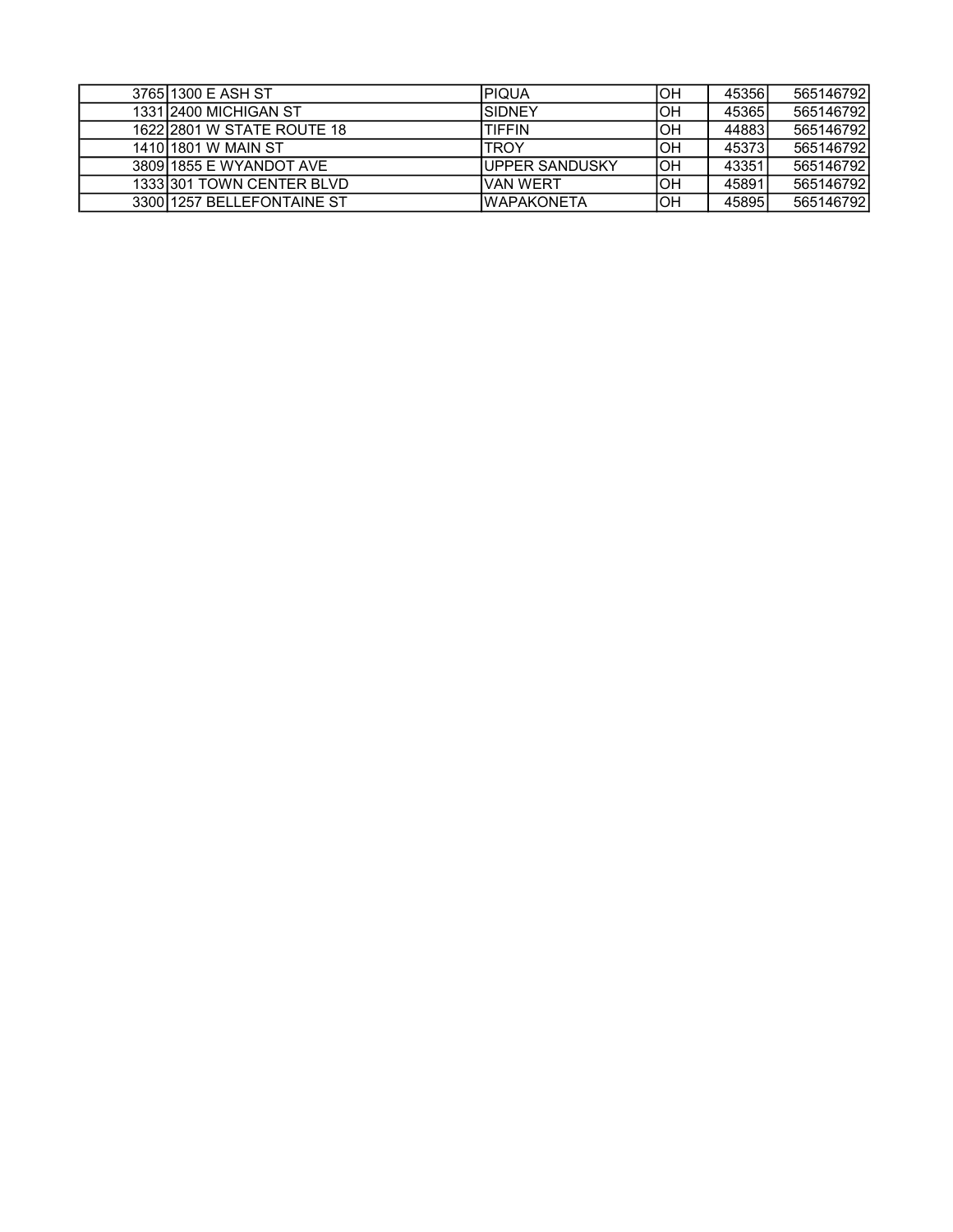| | | | | | |
|---|---|---|---|---|---|
| 3765 | 1300 E ASH ST | PIQUA | OH | 45356 | 565146792 |
| 1331 | 2400 MICHIGAN ST | SIDNEY | OH | 45365 | 565146792 |
| 1622 | 2801 W STATE ROUTE 18 | TIFFIN | OH | 44883 | 565146792 |
| 1410 | 1801 W MAIN ST | TROY | OH | 45373 | 565146792 |
| 3809 | 1855 E WYANDOT AVE | UPPER SANDUSKY | OH | 43351 | 565146792 |
| 1333 | 301 TOWN CENTER BLVD | VAN WERT | OH | 45891 | 565146792 |
| 3300 | 1257 BELLEFONTAINE ST | WAPAKONETA | OH | 45895 | 565146792 |